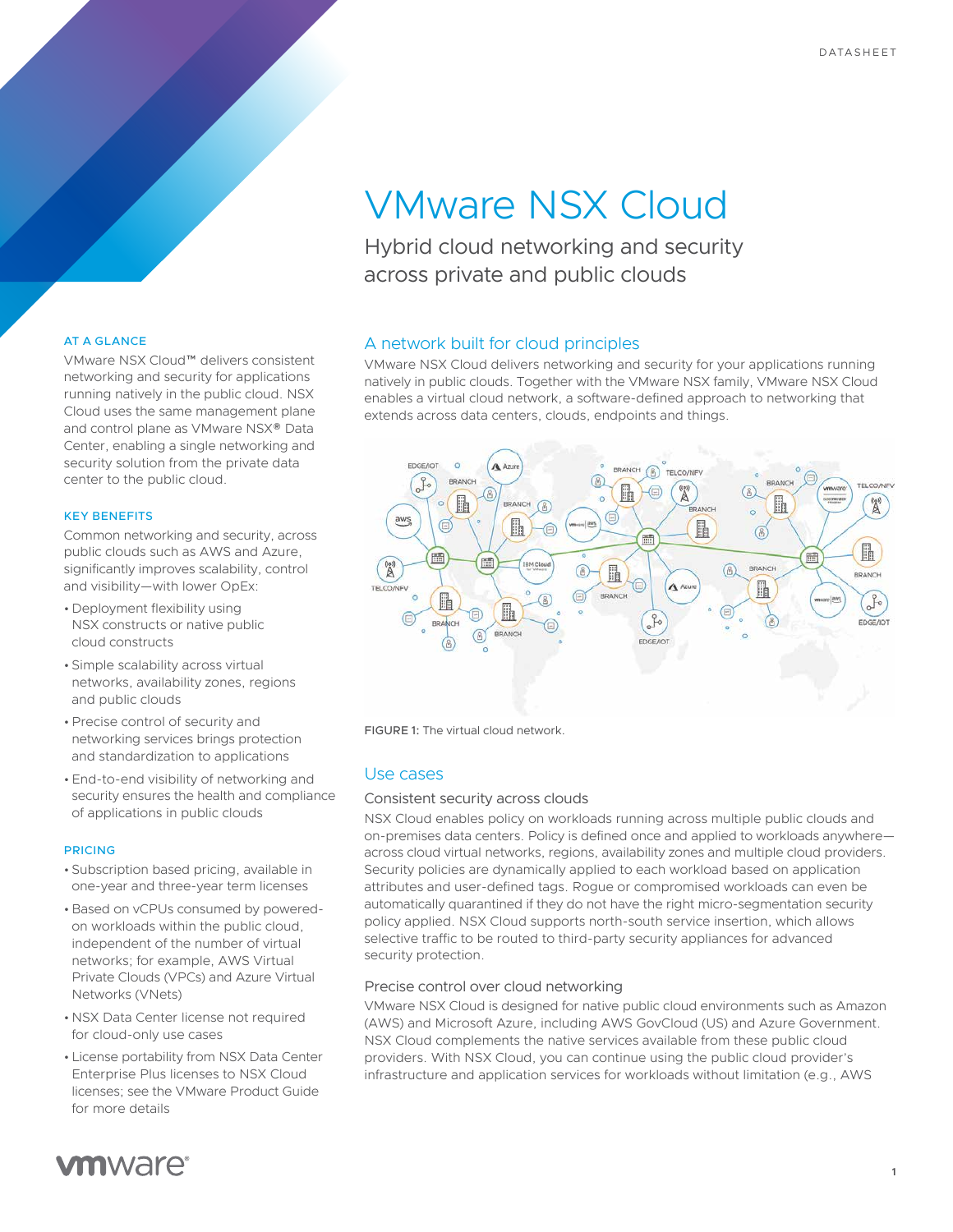DATASHEET

# VMware NSX Cloud

Hybrid cloud networking and security across private and public clouds

### AT A GLANCE

VMware NSX Cloud™ delivers consistent networking and security for applications running natively in the public cloud. NSX Cloud uses the same management plane and control plane as VMware NSX® Data Center, enabling a single networking and security solution from the private data center to the public cloud.

### KEY BENEFITS

Common networking and security, across public clouds such as AWS and Azure, significantly improves scalability, control and visibility—with lower OpEx:

- Deployment flexibility using NSX constructs or native public cloud constructs
- Simple scalability across virtual networks, availability zones, regions and public clouds
- Precise control of security and networking services brings protection and standardization to applications
- End-to-end visibility of networking and security ensures the health and compliance of applications in public clouds

### PRICING

- Subscription based pricing, available in one-year and three-year term licenses
- Based on vCPUs consumed by powered-on workloads within the public cloud, independent of the number of virtual networks; for example, AWS Virtual Private Clouds (VPCs) and Azure Virtual Networks (VNets)
- NSX Data Center license not required for cloud-only use cases
- License portability from NSX Data Center Enterprise Plus licenses to NSX Cloud licenses; see the VMware Product Guide for more details

## A network built for cloud principles

VMware NSX Cloud delivers networking and security for your applications running natively in public clouds. Together with the VMware NSX family, VMware NSX Cloud enables a virtual cloud network, a software-defined approach to networking that extends across data centers, clouds, endpoints and things.

FIGURE 1: The virtual cloud network.

## Use cases

### Consistent security across clouds

NSX Cloud enables policy on workloads running across multiple public clouds and on-premises data centers. Policy is defined once and applied to workloads anywhere—across cloud virtual networks, regions, availability zones and multiple cloud providers. Security policies are dynamically applied to each workload based on application attributes and user-defined tags. Rogue or compromised workloads can even be automatically quarantined if they do not have the right micro-segmentation security policy applied. NSX Cloud supports north-south service insertion, which allows selective traffic to be routed to third-party security appliances for advanced security protection.

### Precise control over cloud networking

VMware NSX Cloud is designed for native public cloud environments such as Amazon (AWS) and Microsoft Azure, including AWS GovCloud (US) and Azure Government. NSX Cloud complements the native services available from these public cloud providers. With NSX Cloud, you can continue using the public cloud provider's infrastructure and application services for workloads without limitation (e.g., AWS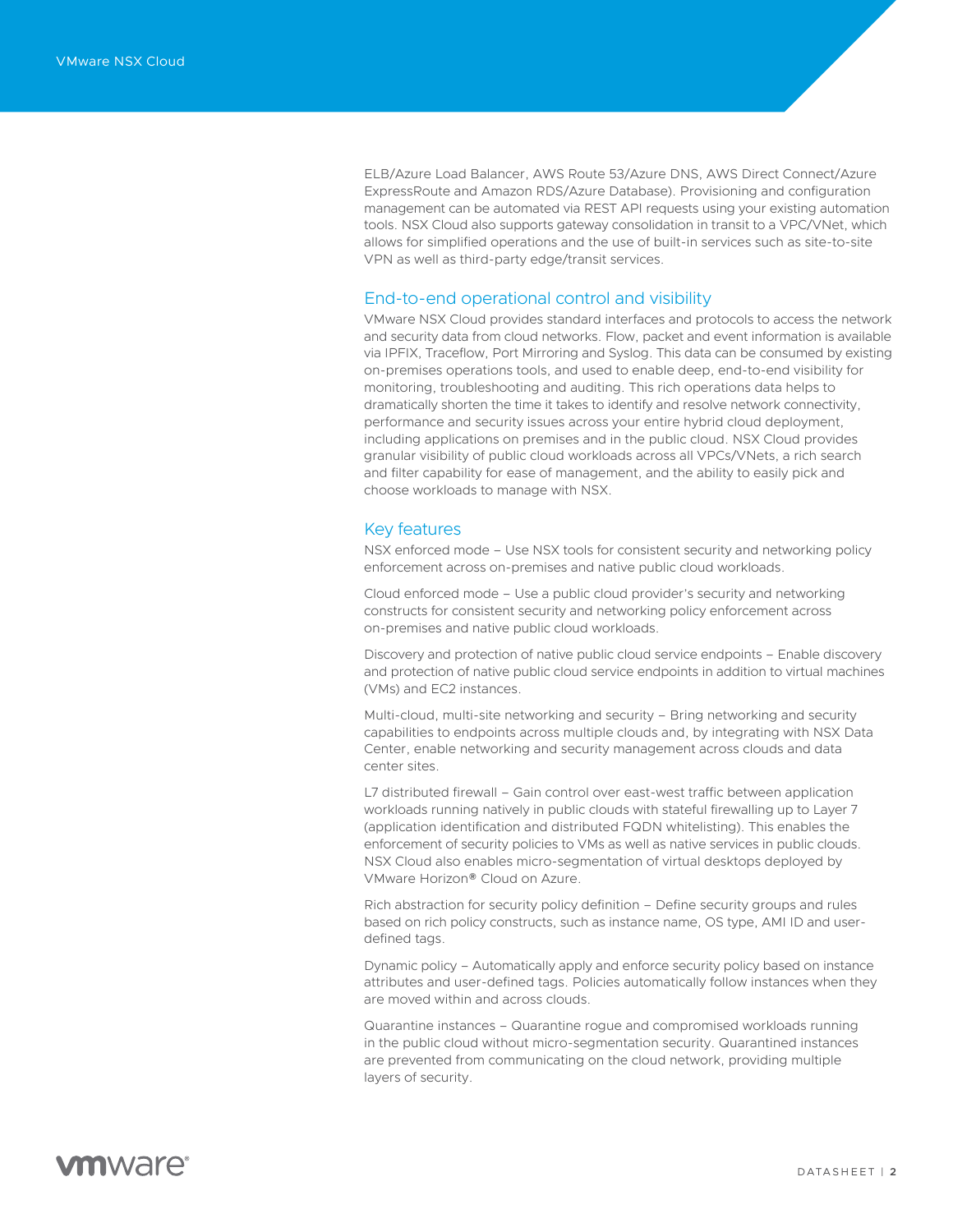ELB/Azure Load Balancer, AWS Route 53/Azure DNS, AWS Direct Connect/Azure ExpressRoute and Amazon RDS/Azure Database). Provisioning and configuration management can be automated via REST API requests using your existing automation tools. NSX Cloud also supports gateway consolidation in transit to a VPC/VNet, which allows for simplified operations and the use of built-in services such as site-to-site VPN as well as third-party edge/transit services.

## End-to-end operational control and visibility

VMware NSX Cloud provides standard interfaces and protocols to access the network and security data from cloud networks. Flow, packet and event information is available via IPFIX, Traceflow, Port Mirroring and Syslog. This data can be consumed by existing on-premises operations tools, and used to enable deep, end-to-end visibility for monitoring, troubleshooting and auditing. This rich operations data helps to dramatically shorten the time it takes to identify and resolve network connectivity, performance and security issues across your entire hybrid cloud deployment, including applications on premises and in the public cloud. NSX Cloud provides granular visibility of public cloud workloads across all VPCs/VNets, a rich search and filter capability for ease of management, and the ability to easily pick and choose workloads to manage with NSX.

## Key features

NSX enforced mode – Use NSX tools for consistent security and networking policy enforcement across on-premises and native public cloud workloads.

Cloud enforced mode – Use a public cloud provider's security and networking constructs for consistent security and networking policy enforcement across on-premises and native public cloud workloads.

Discovery and protection of native public cloud service endpoints – Enable discovery and protection of native public cloud service endpoints in addition to virtual machines (VMs) and EC2 instances.

Multi-cloud, multi-site networking and security – Bring networking and security capabilities to endpoints across multiple clouds and, by integrating with NSX Data Center, enable networking and security management across clouds and data center sites.

L7 distributed firewall – Gain control over east-west traffic between application workloads running natively in public clouds with stateful firewalling up to Layer 7 (application identification and distributed FQDN whitelisting). This enables the enforcement of security policies to VMs as well as native services in public clouds. NSX Cloud also enables micro-segmentation of virtual desktops deployed by VMware Horizon® Cloud on Azure.

Rich abstraction for security policy definition – Define security groups and rules based on rich policy constructs, such as instance name, OS type, AMI ID and user-defined tags.

Dynamic policy – Automatically apply and enforce security policy based on instance attributes and user-defined tags. Policies automatically follow instances when they are moved within and across clouds.

Quarantine instances – Quarantine rogue and compromised workloads running in the public cloud without micro-segmentation security. Quarantined instances are prevented from communicating on the cloud network, providing multiple layers of security.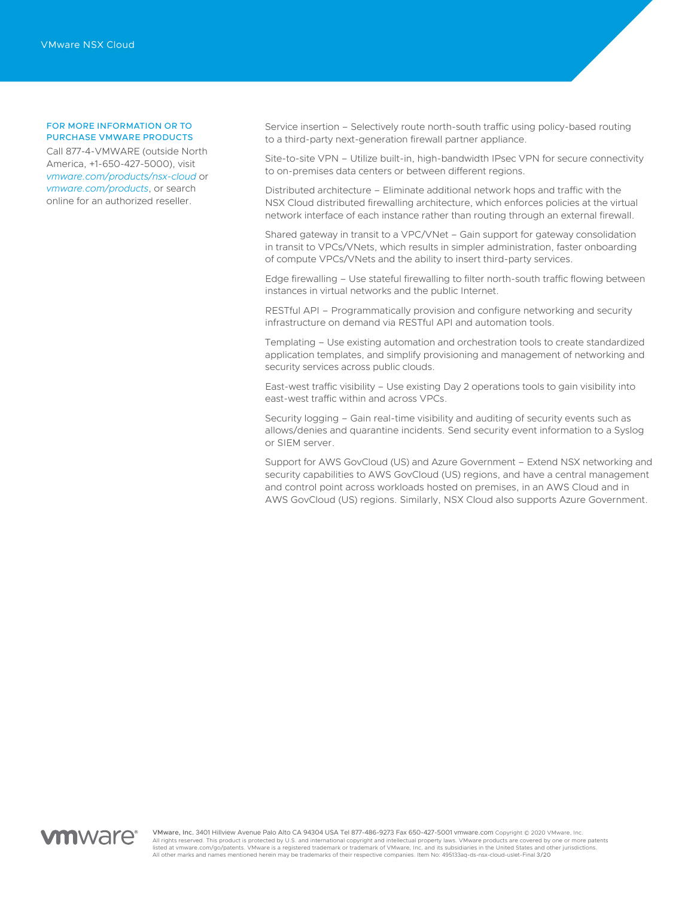FOR MORE INFORMATION OR TO PURCHASE VMWARE PRODUCTS

Call 877-4-VMWARE (outside North America, +1-650-427-5000), visit *vmware.com/products/nsx-cloud* or *vmware.com/products*, or search online for an authorized reseller.

Service insertion – Selectively route north-south traffic using policy-based routing to a third-party next-generation firewall partner appliance.

Site-to-site VPN – Utilize built-in, high-bandwidth IPsec VPN for secure connectivity to on-premises data centers or between different regions.

Distributed architecture – Eliminate additional network hops and traffic with the NSX Cloud distributed firewalling architecture, which enforces policies at the virtual network interface of each instance rather than routing through an external firewall.

Shared gateway in transit to a VPC/VNet – Gain support for gateway consolidation in transit to VPCs/VNets, which results in simpler administration, faster onboarding of compute VPCs/VNets and the ability to insert third-party services.

Edge firewalling – Use stateful firewalling to filter north-south traffic flowing between instances in virtual networks and the public Internet.

RESTful API – Programmatically provision and configure networking and security infrastructure on demand via RESTful API and automation tools.

Templating – Use existing automation and orchestration tools to create standardized application templates, and simplify provisioning and management of networking and security services across public clouds.

East-west traffic visibility – Use existing Day 2 operations tools to gain visibility into east-west traffic within and across VPCs.

Security logging – Gain real-time visibility and auditing of security events such as allows/denies and quarantine incidents. Send security event information to a Syslog or SIEM server.

Support for AWS GovCloud (US) and Azure Government – Extend NSX networking and security capabilities to AWS GovCloud (US) regions, and have a central management and control point across workloads hosted on premises, in an AWS Cloud and in AWS GovCloud (US) regions. Similarly, NSX Cloud also supports Azure Government.

VMware, Inc. 3401 Hillview Avenue Palo Alto CA 94304 USA Tel 877-486-9273 Fax 650-427-5001 vmware.com Copyright © 2020 VMware, Inc. All rights reserved. This product is protected by U.S. and international copyright and intellectual property laws. VMware products are covered by one or more patents listed at vmware.com/go/patents. VMware is a registered trademark or trademark of VMware, Inc. and its subsidiaries in the United States and other jurisdictions. All other marks and names mentioned herein may be trademarks of their respective companies. Item No: 495133aq-ds-nsx-cloud-uslet-Final 3/20